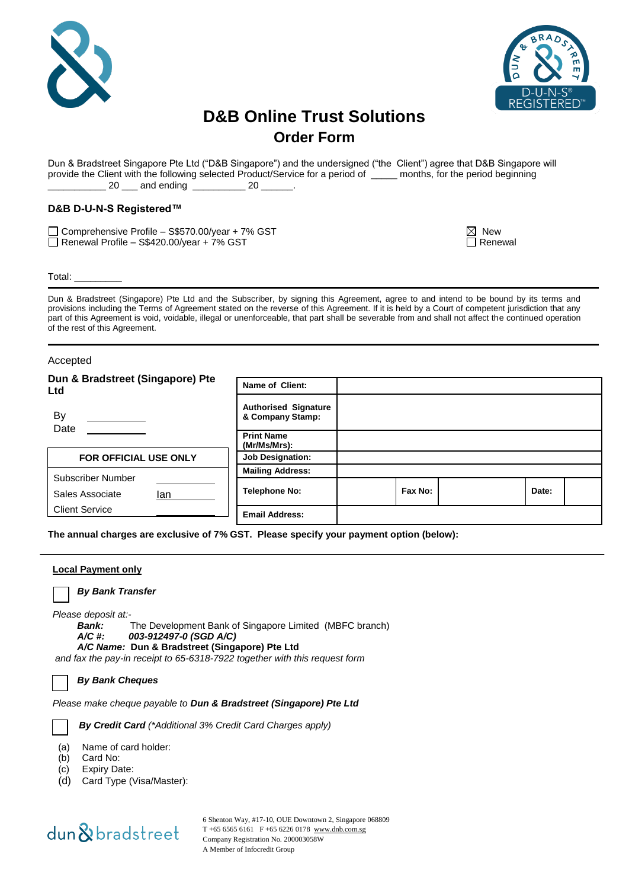# D&B Online Trust Solutions

## Order Form

Dun & Bradstreet Singapore Pte Ltd ("D&B Singapore") and the undersigned ("the Client") agree that D&B Singapore will provide the Client with the following selected Product/Service for a period of _____ months, for the period beginning ___________ 20 ___ and ending __________ 20 ______.

### D&B D-U-N-S Registered™

☐ Comprehensive Profile – S$570.00/year + 7% GST
☐ Renewal Profile – S$420.00/year + 7% GST

☒ New
☐ Renewal

Total: _________

Dun & Bradstreet (Singapore) Pte Ltd and the Subscriber, by signing this Agreement, agree to and intend to be bound by its terms and provisions including the Terms of Agreement stated on the reverse of this Agreement. If it is held by a Court of competent jurisdiction that any part of this Agreement is void, voidable, illegal or unenforceable, that part shall be severable from and shall not affect the continued operation of the rest of this Agreement.

Accepted

**Dun & Bradstreet (Singapore) Pte Ltd**

By ___________
Date ___________

| FOR OFFICIAL USE ONLY | |
|---|---|
| Subscriber Number | |
| Sales Associate | Ian |
| Client Service | |

| | | | | | |
|---|---|---|---|---|---|
| **Name of Client:** | | | | | |
| **Authorised Signature & Company Stamp:** | | | | | |
| **Print Name (Mr/Ms/Mrs):** | | | | | |
| **Job Designation:** | | | | | |
| **Mailing Address:** | | | | | |
| **Telephone No:** | | **Fax No:** | | **Date:** | |
| **Email Address:** | | | | | |

**The annual charges are exclusive of 7% GST. Please specify your payment option (below):**

**Local Payment only**

☐ ***By Bank Transfer***

*Please deposit at:-*

***Bank:*** The Development Bank of Singapore Limited (MBFC branch)
***A/C #:*** ***003-912497-0 (SGD A/C)***
***A/C Name:*** **Dun & Bradstreet (Singapore) Pte Ltd**

*and fax the pay-in receipt to 65-6318-7922 together with this request form*

☐ ***By Bank Cheques***

*Please make cheque payable to **Dun & Bradstreet (Singapore) Pte Ltd***

☐ ***By Credit Card*** *(\*Additional 3% Credit Card Charges apply)*

(a) Name of card holder:
(b) Card No:
(c) Expiry Date:
(d) Card Type (Visa/Master):

dun & bradstreet

6 Shenton Way, #17-10, OUE Downtown 2, Singapore 068809
T +65 6565 6161 F +65 6226 0178 www.dnb.com.sg
Company Registration No. 200003058W
A Member of Infocredit Group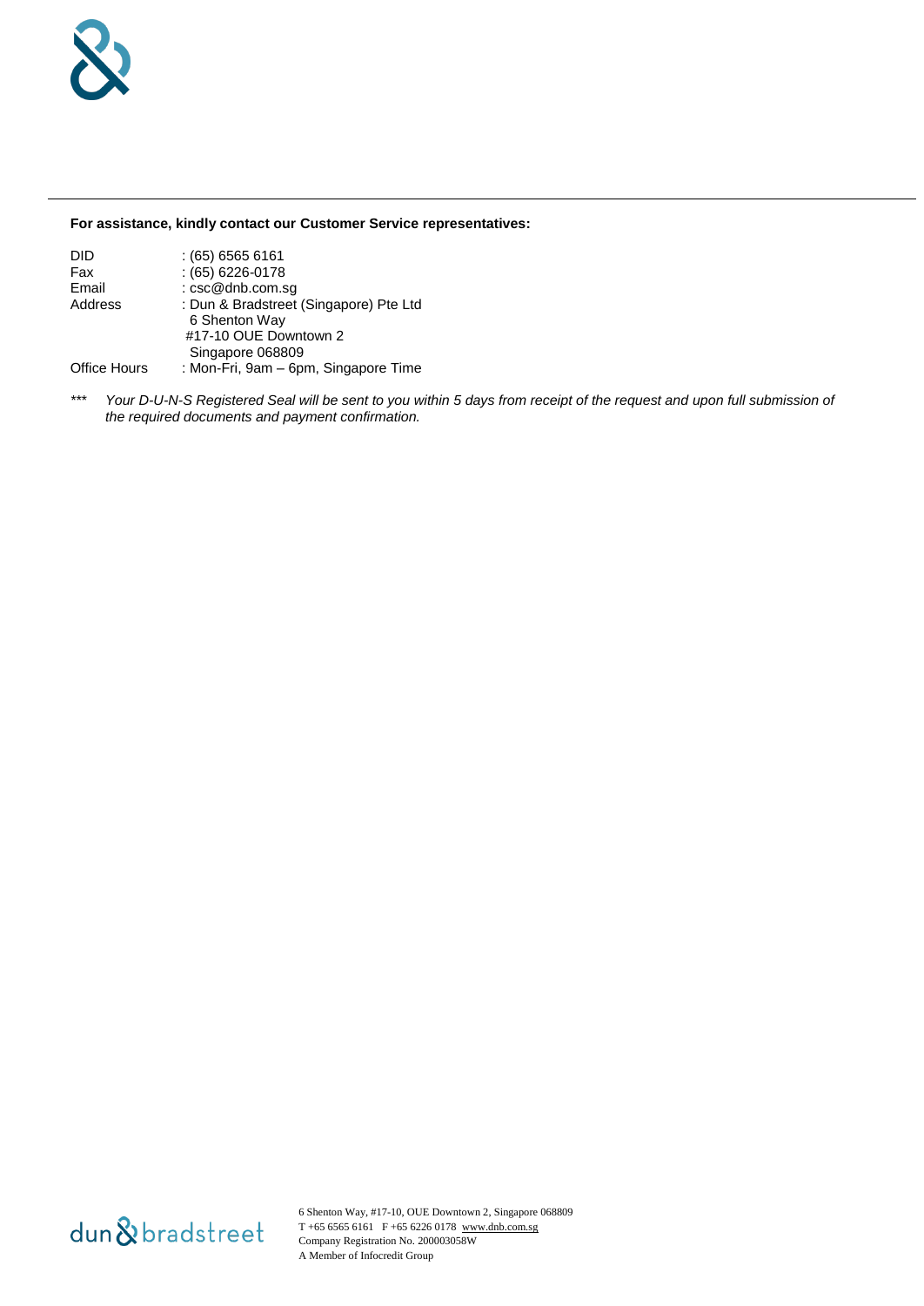**For assistance, kindly contact our Customer Service representatives:**

| | |
|---|---|
| DID | : (65) 6565 6161 |
| Fax | : (65) 6226-0178 |
| Email | : csc@dnb.com.sg |
| Address | : Dun & Bradstreet (Singapore) Pte Ltd<br>6 Shenton Way<br>#17-10 OUE Downtown 2<br>Singapore 068809 |
| Office Hours | : Mon-Fri, 9am – 6pm, Singapore Time |

*** *Your D-U-N-S Registered Seal will be sent to you within 5 days from receipt of the request and upon full submission of the required documents and payment confirmation.*

dun & bradstreet

6 Shenton Way, #17-10, OUE Downtown 2, Singapore 068809
T +65 6565 6161 F +65 6226 0178 www.dnb.com.sg
Company Registration No. 200003058W
A Member of Infocredit Group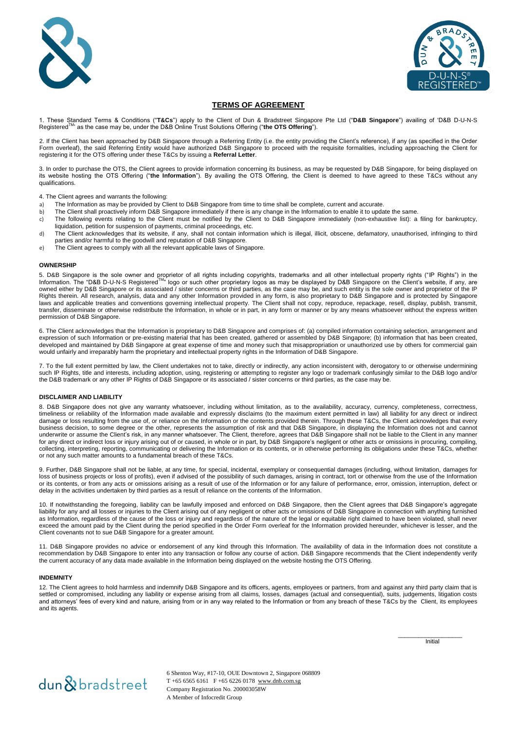## TERMS OF AGREEMENT

1. These Standard Terms & Conditions ("**T&Cs**") apply to the Client of Dun & Bradstreet Singapore Pte Ltd ("**D&B Singapore**") availing of 'D&B D-U-N-S Registered™' as the case may be, under the D&B Online Trust Solutions Offering ("**the OTS Offering**").

2. If the Client has been approached by D&B Singapore through a Referring Entity (i.e. the entity providing the Client's reference), if any (as specified in the Order Form overleaf), the said Referring Entity would have authorized D&B Singapore to proceed with the requisite formalities, including approaching the Client for registering it for the OTS offering under these T&Cs by issuing a **Referral Letter**.

3. In order to purchase the OTS, the Client agrees to provide information concerning its business, as may be requested by D&B Singapore, for being displayed on its website hosting the OTS Offering ("**the Information**"). By availing the OTS Offering, the Client is deemed to have agreed to these T&Cs without any qualifications.

4. The Client agrees and warrants the following:

a) The Information as may be provided by Client to D&B Singapore from time to time shall be complete, current and accurate.
b) The Client shall proactively inform D&B Singapore immediately if there is any change in the Information to enable it to update the same.
c) The following events relating to the Client must be notified by the Client to D&B Singapore immediately (non-exhaustive list): a filing for bankruptcy, liquidation, petition for suspension of payments, criminal proceedings, etc.
d) The Client acknowledges that its website, if any, shall not contain information which is illegal, illicit, obscene, defamatory, unauthorised, infringing to third parties and/or harmful to the goodwill and reputation of D&B Singapore.
e) The Client agrees to comply with all the relevant applicable laws of Singapore.

### OWNERSHIP

5. D&B Singapore is the sole owner and proprietor of all rights including copyrights, trademarks and all other intellectual property rights ("IP Rights") in the Information. The "D&B D-U-N-S Registered™" logo or such other proprietary logos as may be displayed by D&B Singapore on the Client's website, if any, are owned either by D&B Singapore or its associated / sister concerns or third parties, as the case may be, and such entity is the sole owner and proprietor of the IP Rights therein. All research, analysis, data and any other Information provided in any form, is also proprietary to D&B Singapore and is protected by Singapore laws and applicable treaties and conventions governing intellectual property. The Client shall not copy, reproduce, repackage, resell, display, publish, transmit, transfer, disseminate or otherwise redistribute the Information, in whole or in part, in any form or manner or by any means whatsoever without the express written permission of D&B Singapore.

6. The Client acknowledges that the Information is proprietary to D&B Singapore and comprises of: (a) compiled information containing selection, arrangement and expression of such Information or pre-existing material that has been created, gathered or assembled by D&B Singapore; (b) information that has been created, developed and maintained by D&B Singapore at great expense of time and money such that misappropriation or unauthorized use by others for commercial gain would unfairly and irreparably harm the proprietary and intellectual property rights in the Information of D&B Singapore.

7. To the full extent permitted by law, the Client undertakes not to take, directly or indirectly, any action inconsistent with, derogatory to or otherwise undermining such IP Rights, title and interests, including adoption, using, registering or attempting to register any logo or trademark confusingly similar to the D&B logo and/or the D&B trademark or any other IP Rights of D&B Singapore or its associated / sister concerns or third parties, as the case may be.

### DISCLAIMER AND LIABILITY

8. D&B Singapore does not give any warranty whatsoever, including without limitation, as to the availability, accuracy, currency, completeness, correctness, timeliness or reliability of the Information made available and expressly disclaims (to the maximum extent permitted in law) all liability for any direct or indirect damage or loss resulting from the use of, or reliance on the Information or the contents provided therein. Through these T&Cs, the Client acknowledges that every business decision, to some degree or the other, represents the assumption of risk and that D&B Singapore, in displaying the Information does not and cannot underwrite or assume the Client's risk, in any manner whatsoever. The Client, therefore, agrees that D&B Singapore shall not be liable to the Client in any manner for any direct or indirect loss or injury arising out of or caused, in whole or in part, by D&B Singapore's negligent or other acts or omissions in procuring, compiling, collecting, interpreting, reporting, communicating or delivering the Information or its contents, or in otherwise performing its obligations under these T&Cs, whether or not any such matter amounts to a fundamental breach of these T&Cs.

9. Further, D&B Singapore shall not be liable, at any time, for special, incidental, exemplary or consequential damages (including, without limitation, damages for loss of business projects or loss of profits), even if advised of the possibility of such damages, arising in contract, tort or otherwise from the use of the Information or its contents, or from any acts or omissions arising as a result of use of the Information or for any failure of performance, error, omission, interruption, defect or delay in the activities undertaken by third parties as a result of reliance on the contents of the Information.

10. If notwithstanding the foregoing, liability can be lawfully imposed and enforced on D&B Singapore, then the Client agrees that D&B Singapore's aggregate liability for any and all losses or injuries to the Client arising out of any negligent or other acts or omissions of D&B Singapore in connection with anything furnished as Information, regardless of the cause of the loss or injury and regardless of the nature of the legal or equitable right claimed to have been violated, shall never exceed the amount paid by the Client during the period specified in the Order Form overleaf for the Information provided hereunder, whichever is lesser, and the Client covenants not to sue D&B Singapore for a greater amount.

11. D&B Singapore provides no advice or endorsement of any kind through this Information. The availability of data in the Information does not constitute a recommendation by D&B Singapore to enter into any transaction or follow any course of action. D&B Singapore recommends that the Client independently verify the current accuracy of any data made available in the Information being displayed on the website hosting the OTS Offering.

### INDEMNITY

12. The Client agrees to hold harmless and indemnify D&B Singapore and its officers, agents, employees or partners, from and against any third party claim that is settled or compromised, including any liability or expense arising from all claims, losses, damages (actual and consequential), suits, judgements, litigation costs and attorneys' fees of every kind and nature, arising from or in any way related to the Information or from any breach of these T&Cs by the Client, its employees and its agents.

\_\_\_\_\_\_\_\_\_\_\_\_\_\_\_\_\_\_
Initial

6 Shenton Way, #17-10, OUE Downtown 2, Singapore 068809
T +65 6565 6161 F +65 6226 0178 www.dnb.com.sg
Company Registration No. 200003058W
A Member of Infocredit Group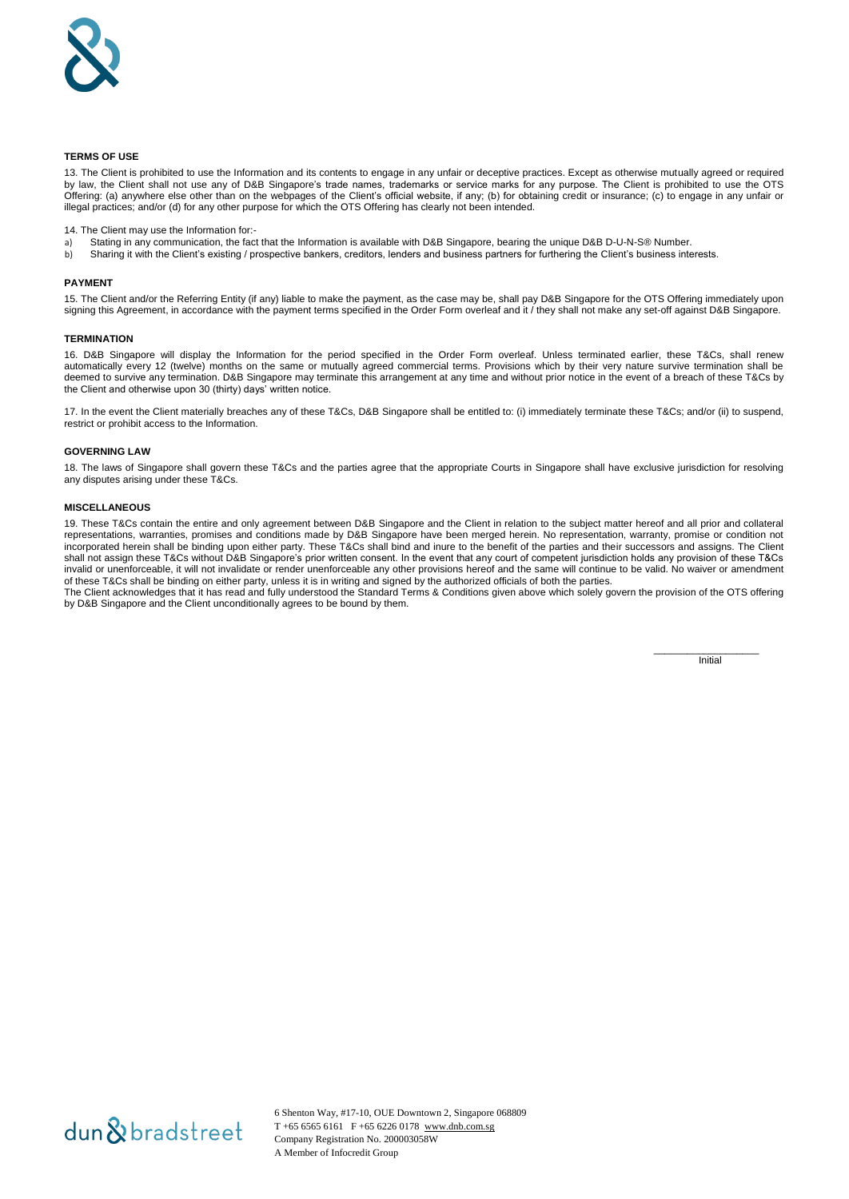## TERMS OF USE

13. The Client is prohibited to use the Information and its contents to engage in any unfair or deceptive practices. Except as otherwise mutually agreed or required by law, the Client shall not use any of D&B Singapore's trade names, trademarks or service marks for any purpose. The Client is prohibited to use the OTS Offering: (a) anywhere else other than on the webpages of the Client's official website, if any; (b) for obtaining credit or insurance; (c) to engage in any unfair or illegal practices; and/or (d) for any other purpose for which the OTS Offering has clearly not been intended.

14. The Client may use the Information for:-

a) Stating in any communication, the fact that the Information is available with D&B Singapore, bearing the unique D&B D-U-N-S® Number.
b) Sharing it with the Client's existing / prospective bankers, creditors, lenders and business partners for furthering the Client's business interests.

## PAYMENT

15. The Client and/or the Referring Entity (if any) liable to make the payment, as the case may be, shall pay D&B Singapore for the OTS Offering immediately upon signing this Agreement, in accordance with the payment terms specified in the Order Form overleaf and it / they shall not make any set-off against D&B Singapore.

## TERMINATION

16. D&B Singapore will display the Information for the period specified in the Order Form overleaf. Unless terminated earlier, these T&Cs, shall renew automatically every 12 (twelve) months on the same or mutually agreed commercial terms. Provisions which by their very nature survive termination shall be deemed to survive any termination. D&B Singapore may terminate this arrangement at any time and without prior notice in the event of a breach of these T&Cs by the Client and otherwise upon 30 (thirty) days' written notice.

17. In the event the Client materially breaches any of these T&Cs, D&B Singapore shall be entitled to: (i) immediately terminate these T&Cs; and/or (ii) to suspend, restrict or prohibit access to the Information.

## GOVERNING LAW

18. The laws of Singapore shall govern these T&Cs and the parties agree that the appropriate Courts in Singapore shall have exclusive jurisdiction for resolving any disputes arising under these T&Cs.

## MISCELLANEOUS

19. These T&Cs contain the entire and only agreement between D&B Singapore and the Client in relation to the subject matter hereof and all prior and collateral representations, warranties, promises and conditions made by D&B Singapore have been merged herein. No representation, warranty, promise or condition not incorporated herein shall be binding upon either party. These T&Cs shall bind and inure to the benefit of the parties and their successors and assigns. The Client shall not assign these T&Cs without D&B Singapore's prior written consent. In the event that any court of competent jurisdiction holds any provision of these T&Cs invalid or unenforceable, it will not invalidate or render unenforceable any other provisions hereof and the same will continue to be valid. No waiver or amendment of these T&Cs shall be binding on either party, unless it is in writing and signed by the authorized officials of both the parties.

The Client acknowledges that it has read and fully understood the Standard Terms & Conditions given above which solely govern the provision of the OTS offering by D&B Singapore and the Client unconditionally agrees to be bound by them.

\_\_\_\_\_\_\_\_\_\_\_\_\_\_\_\_\_\_\_\_
Initial

dun & bradstreet

6 Shenton Way, #17-10, OUE Downtown 2, Singapore 068809
T +65 6565 6161 F +65 6226 0178 www.dnb.com.sg
Company Registration No. 200003058W
A Member of Infocredit Group